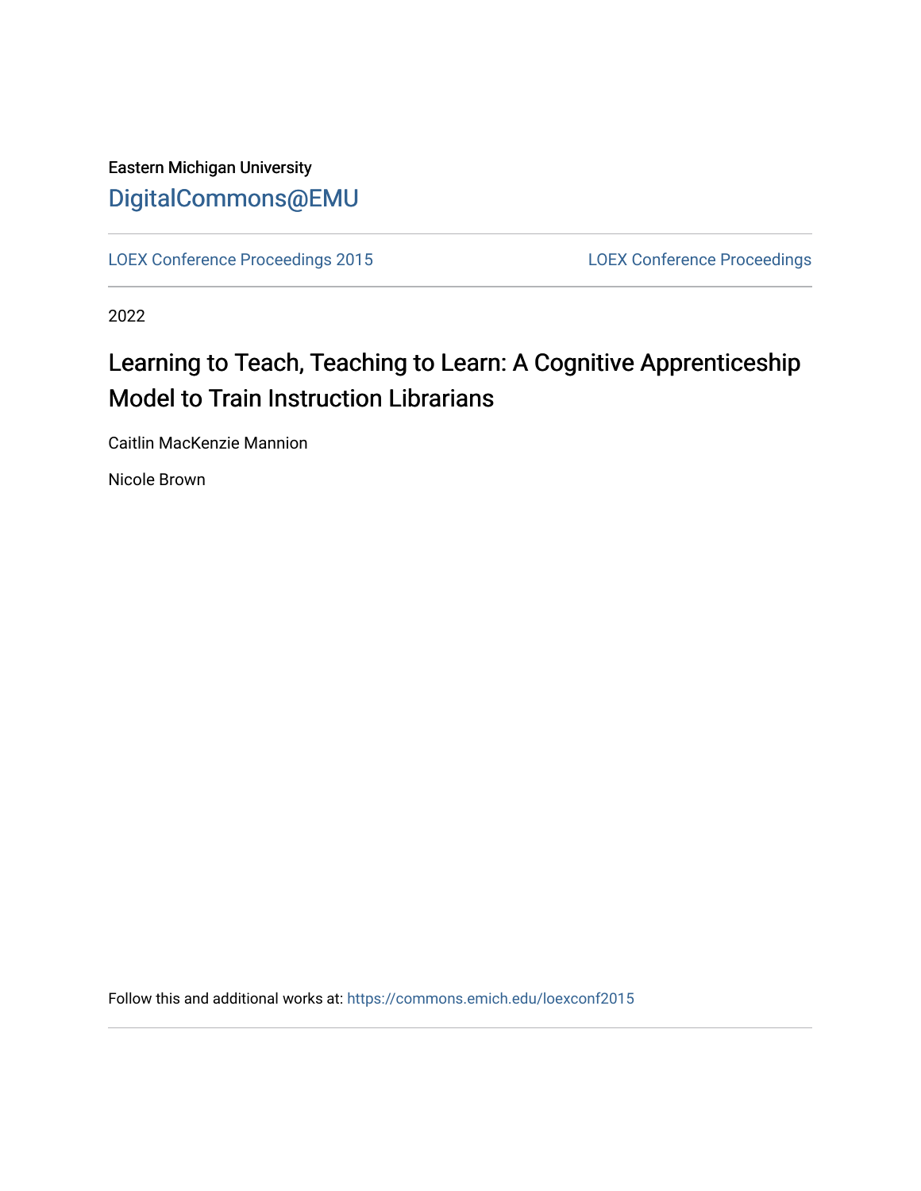Eastern Michigan University

DigitalCommons@EMU

LOEX Conference Proceedings 2015

LOEX Conference Proceedings

2022

# Learning to Teach, Teaching to Learn: A Cognitive Apprenticeship Model to Train Instruction Librarians

Caitlin MacKenzie Mannion

Nicole Brown

Follow this and additional works at: https://commons.emich.edu/loexconf2015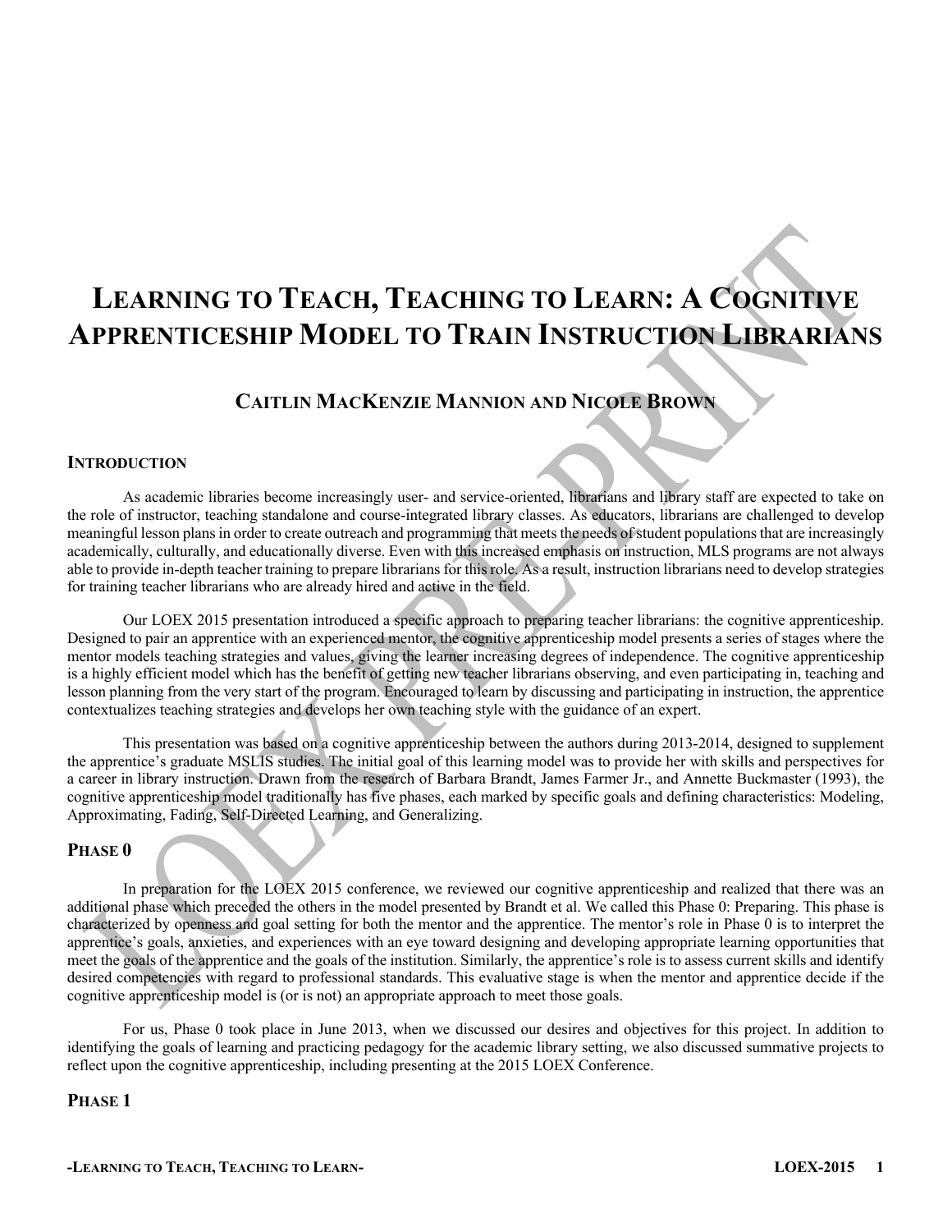# Learning to Teach, Teaching to Learn: A Cognitive Apprenticeship Model to Train Instruction Librarians

## Caitlin MacKenzie Mannion and Nicole Brown

### Introduction

As academic libraries become increasingly user- and service-oriented, librarians and library staff are expected to take on the role of instructor, teaching standalone and course-integrated library classes. As educators, librarians are challenged to develop meaningful lesson plans in order to create outreach and programming that meets the needs of student populations that are increasingly academically, culturally, and educationally diverse. Even with this increased emphasis on instruction, MLS programs are not always able to provide in-depth teacher training to prepare librarians for this role. As a result, instruction librarians need to develop strategies for training teacher librarians who are already hired and active in the field.

Our LOEX 2015 presentation introduced a specific approach to preparing teacher librarians: the cognitive apprenticeship. Designed to pair an apprentice with an experienced mentor, the cognitive apprenticeship model presents a series of stages where the mentor models teaching strategies and values, giving the learner increasing degrees of independence. The cognitive apprenticeship is a highly efficient model which has the benefit of getting new teacher librarians observing, and even participating in, teaching and lesson planning from the very start of the program. Encouraged to learn by discussing and participating in instruction, the apprentice contextualizes teaching strategies and develops her own teaching style with the guidance of an expert.

This presentation was based on a cognitive apprenticeship between the authors during 2013-2014, designed to supplement the apprentice's graduate MSLIS studies. The initial goal of this learning model was to provide her with skills and perspectives for a career in library instruction. Drawn from the research of Barbara Brandt, James Farmer Jr., and Annette Buckmaster (1993), the cognitive apprenticeship model traditionally has five phases, each marked by specific goals and defining characteristics: Modeling, Approximating, Fading, Self-Directed Learning, and Generalizing.

### Phase 0

In preparation for the LOEX 2015 conference, we reviewed our cognitive apprenticeship and realized that there was an additional phase which preceded the others in the model presented by Brandt et al. We called this Phase 0: Preparing. This phase is characterized by openness and goal setting for both the mentor and the apprentice. The mentor's role in Phase 0 is to interpret the apprentice's goals, anxieties, and experiences with an eye toward designing and developing appropriate learning opportunities that meet the goals of the apprentice and the goals of the institution. Similarly, the apprentice's role is to assess current skills and identify desired competencies with regard to professional standards. This evaluative stage is when the mentor and apprentice decide if the cognitive apprenticeship model is (or is not) an appropriate approach to meet those goals.

For us, Phase 0 took place in June 2013, when we discussed our desires and objectives for this project. In addition to identifying the goals of learning and practicing pedagogy for the academic library setting, we also discussed summative projects to reflect upon the cognitive apprenticeship, including presenting at the 2015 LOEX Conference.

### Phase 1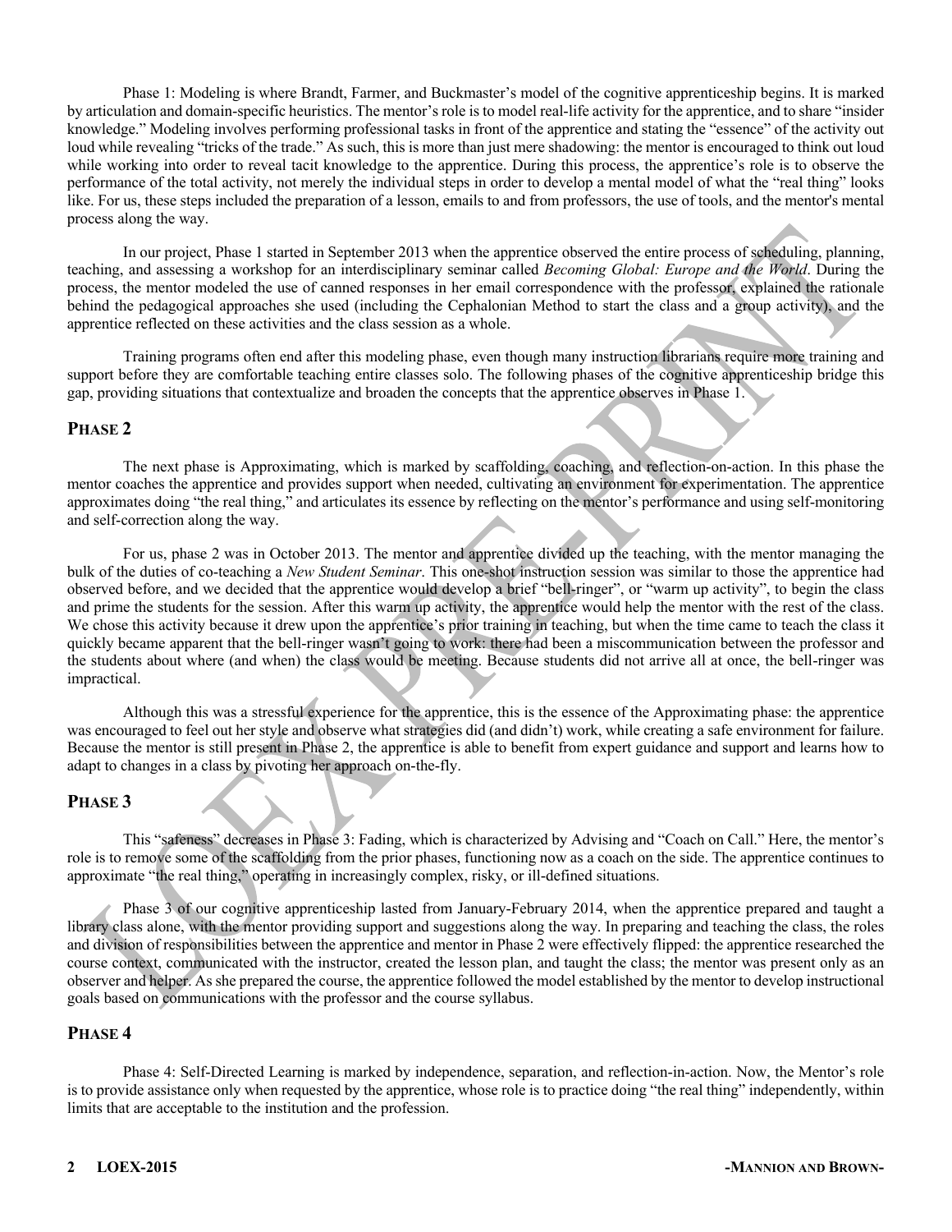Phase 1: Modeling is where Brandt, Farmer, and Buckmaster's model of the cognitive apprenticeship begins. It is marked by articulation and domain-specific heuristics. The mentor's role is to model real-life activity for the apprentice, and to share "insider knowledge." Modeling involves performing professional tasks in front of the apprentice and stating the "essence" of the activity out loud while revealing "tricks of the trade." As such, this is more than just mere shadowing: the mentor is encouraged to think out loud while working into order to reveal tacit knowledge to the apprentice. During this process, the apprentice's role is to observe the performance of the total activity, not merely the individual steps in order to develop a mental model of what the "real thing" looks like. For us, these steps included the preparation of a lesson, emails to and from professors, the use of tools, and the mentor's mental process along the way.

In our project, Phase 1 started in September 2013 when the apprentice observed the entire process of scheduling, planning, teaching, and assessing a workshop for an interdisciplinary seminar called *Becoming Global: Europe and the World*. During the process, the mentor modeled the use of canned responses in her email correspondence with the professor, explained the rationale behind the pedagogical approaches she used (including the Cephalonian Method to start the class and a group activity), and the apprentice reflected on these activities and the class session as a whole.

Training programs often end after this modeling phase, even though many instruction librarians require more training and support before they are comfortable teaching entire classes solo. The following phases of the cognitive apprenticeship bridge this gap, providing situations that contextualize and broaden the concepts that the apprentice observes in Phase 1.

## PHASE 2

The next phase is Approximating, which is marked by scaffolding, coaching, and reflection-on-action. In this phase the mentor coaches the apprentice and provides support when needed, cultivating an environment for experimentation. The apprentice approximates doing "the real thing," and articulates its essence by reflecting on the mentor's performance and using self-monitoring and self-correction along the way.

For us, phase 2 was in October 2013. The mentor and apprentice divided up the teaching, with the mentor managing the bulk of the duties of co-teaching a *New Student Seminar*. This one-shot instruction session was similar to those the apprentice had observed before, and we decided that the apprentice would develop a brief "bell-ringer", or "warm up activity", to begin the class and prime the students for the session. After this warm up activity, the apprentice would help the mentor with the rest of the class. We chose this activity because it drew upon the apprentice's prior training in teaching, but when the time came to teach the class it quickly became apparent that the bell-ringer wasn't going to work: there had been a miscommunication between the professor and the students about where (and when) the class would be meeting. Because students did not arrive all at once, the bell-ringer was impractical.

Although this was a stressful experience for the apprentice, this is the essence of the Approximating phase: the apprentice was encouraged to feel out her style and observe what strategies did (and didn't) work, while creating a safe environment for failure. Because the mentor is still present in Phase 2, the apprentice is able to benefit from expert guidance and support and learns how to adapt to changes in a class by pivoting her approach on-the-fly.

## PHASE 3

This "safeness" decreases in Phase 3: Fading, which is characterized by Advising and "Coach on Call." Here, the mentor's role is to remove some of the scaffolding from the prior phases, functioning now as a coach on the side. The apprentice continues to approximate "the real thing," operating in increasingly complex, risky, or ill-defined situations.

Phase 3 of our cognitive apprenticeship lasted from January-February 2014, when the apprentice prepared and taught a library class alone, with the mentor providing support and suggestions along the way. In preparing and teaching the class, the roles and division of responsibilities between the apprentice and mentor in Phase 2 were effectively flipped: the apprentice researched the course context, communicated with the instructor, created the lesson plan, and taught the class; the mentor was present only as an observer and helper. As she prepared the course, the apprentice followed the model established by the mentor to develop instructional goals based on communications with the professor and the course syllabus.

## PHASE 4

Phase 4: Self-Directed Learning is marked by independence, separation, and reflection-in-action. Now, the Mentor's role is to provide assistance only when requested by the apprentice, whose role is to practice doing "the real thing" independently, within limits that are acceptable to the institution and the profession.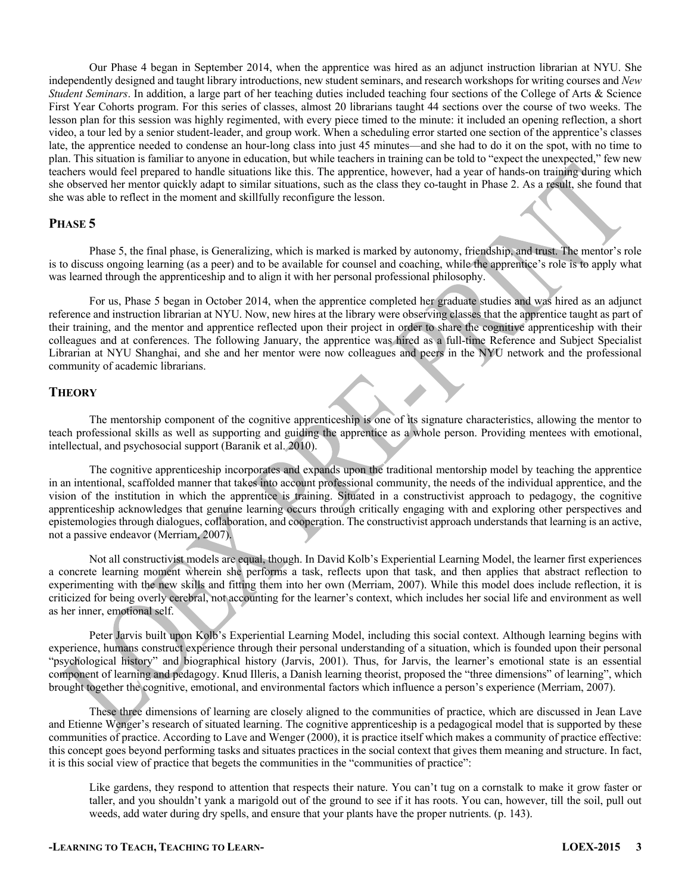Our Phase 4 began in September 2014, when the apprentice was hired as an adjunct instruction librarian at NYU. She independently designed and taught library introductions, new student seminars, and research workshops for writing courses and *New Student Seminars*. In addition, a large part of her teaching duties included teaching four sections of the College of Arts & Science First Year Cohorts program. For this series of classes, almost 20 librarians taught 44 sections over the course of two weeks. The lesson plan for this session was highly regimented, with every piece timed to the minute: it included an opening reflection, a short video, a tour led by a senior student-leader, and group work. When a scheduling error started one section of the apprentice's classes late, the apprentice needed to condense an hour-long class into just 45 minutes—and she had to do it on the spot, with no time to plan. This situation is familiar to anyone in education, but while teachers in training can be told to "expect the unexpected," few new teachers would feel prepared to handle situations like this. The apprentice, however, had a year of hands-on training during which she observed her mentor quickly adapt to similar situations, such as the class they co-taught in Phase 2. As a result, she found that she was able to reflect in the moment and skillfully reconfigure the lesson.

## Phase 5

Phase 5, the final phase, is Generalizing, which is marked is marked by autonomy, friendship, and trust. The mentor's role is to discuss ongoing learning (as a peer) and to be available for counsel and coaching, while the apprentice's role is to apply what was learned through the apprenticeship and to align it with her personal professional philosophy.

For us, Phase 5 began in October 2014, when the apprentice completed her graduate studies and was hired as an adjunct reference and instruction librarian at NYU. Now, new hires at the library were observing classes that the apprentice taught as part of their training, and the mentor and apprentice reflected upon their project in order to share the cognitive apprenticeship with their colleagues and at conferences. The following January, the apprentice was hired as a full-time Reference and Subject Specialist Librarian at NYU Shanghai, and she and her mentor were now colleagues and peers in the NYU network and the professional community of academic librarians.

## Theory

The mentorship component of the cognitive apprenticeship is one of its signature characteristics, allowing the mentor to teach professional skills as well as supporting and guiding the apprentice as a whole person. Providing mentees with emotional, intellectual, and psychosocial support (Baranik et al. 2010).

The cognitive apprenticeship incorporates and expands upon the traditional mentorship model by teaching the apprentice in an intentional, scaffolded manner that takes into account professional community, the needs of the individual apprentice, and the vision of the institution in which the apprentice is training. Situated in a constructivist approach to pedagogy, the cognitive apprenticeship acknowledges that genuine learning occurs through critically engaging with and exploring other perspectives and epistemologies through dialogues, collaboration, and cooperation. The constructivist approach understands that learning is an active, not a passive endeavor (Merriam, 2007).

Not all constructivist models are equal, though. In David Kolb's Experiential Learning Model, the learner first experiences a concrete learning moment wherein she performs a task, reflects upon that task, and then applies that abstract reflection to experimenting with the new skills and fitting them into her own (Merriam, 2007). While this model does include reflection, it is criticized for being overly cerebral, not accounting for the learner's context, which includes her social life and environment as well as her inner, emotional self.

Peter Jarvis built upon Kolb's Experiential Learning Model, including this social context. Although learning begins with experience, humans construct experience through their personal understanding of a situation, which is founded upon their personal "psychological history" and biographical history (Jarvis, 2001). Thus, for Jarvis, the learner's emotional state is an essential component of learning and pedagogy. Knud Illeris, a Danish learning theorist, proposed the "three dimensions" of learning", which brought together the cognitive, emotional, and environmental factors which influence a person's experience (Merriam, 2007).

These three dimensions of learning are closely aligned to the communities of practice, which are discussed in Jean Lave and Etienne Wenger's research of situated learning. The cognitive apprenticeship is a pedagogical model that is supported by these communities of practice. According to Lave and Wenger (2000), it is practice itself which makes a community of practice effective: this concept goes beyond performing tasks and situates practices in the social context that gives them meaning and structure. In fact, it is this social view of practice that begets the communities in the "communities of practice":

> Like gardens, they respond to attention that respects their nature. You can't tug on a cornstalk to make it grow faster or taller, and you shouldn't yank a marigold out of the ground to see if it has roots. You can, however, till the soil, pull out weeds, add water during dry spells, and ensure that your plants have the proper nutrients. (p. 143).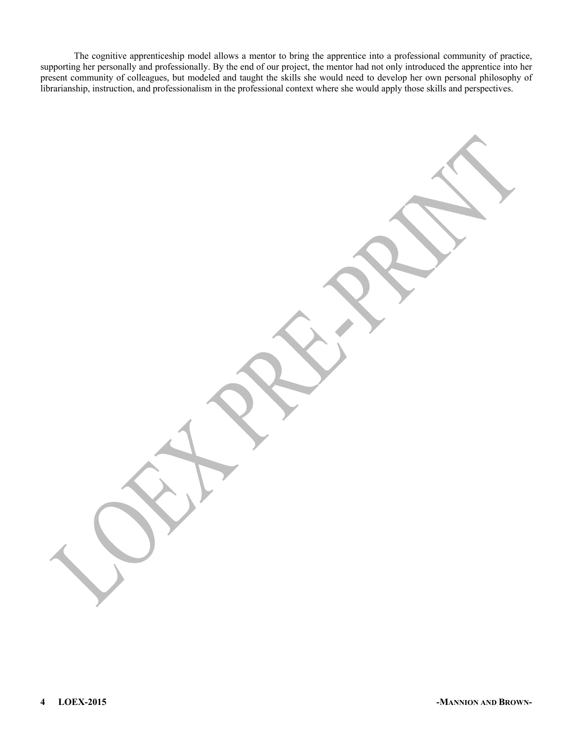The cognitive apprenticeship model allows a mentor to bring the apprentice into a professional community of practice, supporting her personally and professionally. By the end of our project, the mentor had not only introduced the apprentice into her present community of colleagues, but modeled and taught the skills she would need to develop her own personal philosophy of librarianship, instruction, and professionalism in the professional context where she would apply those skills and perspectives.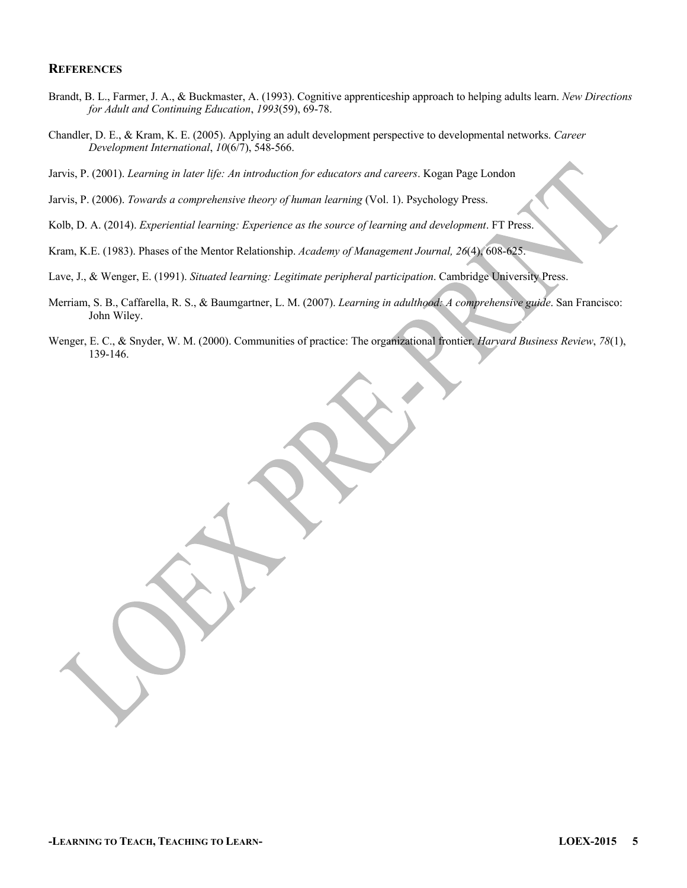## REFERENCES

Brandt, B. L., Farmer, J. A., & Buckmaster, A. (1993). Cognitive apprenticeship approach to helping adults learn. *New Directions for Adult and Continuing Education*, *1993*(59), 69-78.

Chandler, D. E., & Kram, K. E. (2005). Applying an adult development perspective to developmental networks. *Career Development International*, *10*(6/7), 548-566.

Jarvis, P. (2001). *Learning in later life: An introduction for educators and careers*. Kogan Page London

Jarvis, P. (2006). *Towards a comprehensive theory of human learning* (Vol. 1). Psychology Press.

Kolb, D. A. (2014). *Experiential learning: Experience as the source of learning and development*. FT Press.

Kram, K.E. (1983). Phases of the Mentor Relationship. *Academy of Management Journal, 26*(4), 608-625.

Lave, J., & Wenger, E. (1991). *Situated learning: Legitimate peripheral participation*. Cambridge University Press.

Merriam, S. B., Caffarella, R. S., & Baumgartner, L. M. (2007). *Learning in adulthood: A comprehensive guide*. San Francisco: John Wiley.

Wenger, E. C., & Snyder, W. M. (2000). Communities of practice: The organizational frontier. *Harvard Business Review*, *78*(1), 139-146.